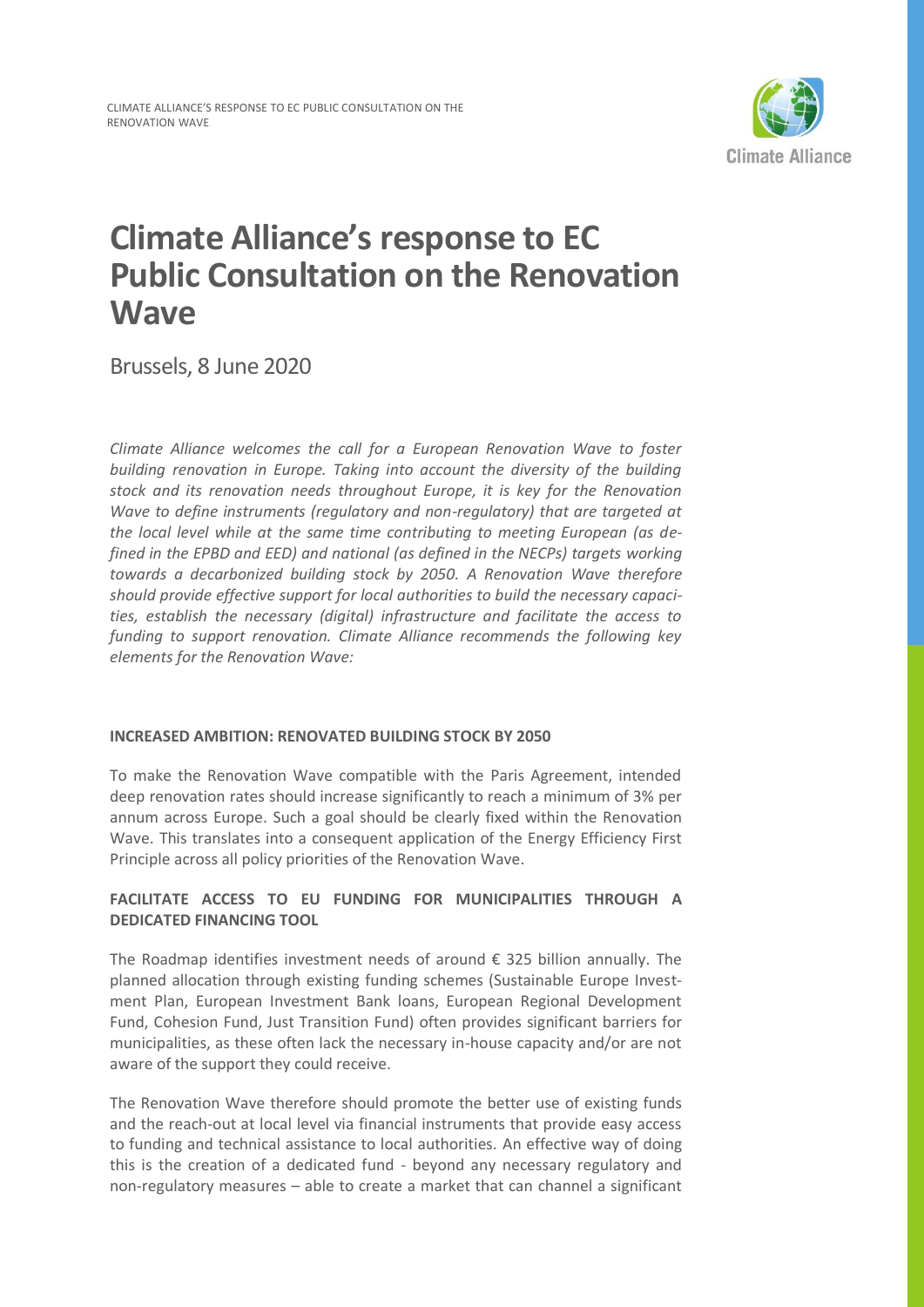# Climate Alliance's response to EC Public Consultation on the Renovation Wave

Brussels, 8 June 2020

*Climate Alliance welcomes the call for a European Renovation Wave to foster building renovation in Europe. Taking into account the diversity of the building stock and its renovation needs throughout Europe, it is key for the Renovation Wave to define instruments (regulatory and non-regulatory) that are targeted at the local level while at the same time contributing to meeting European (as defined in the EPBD and EED) and national (as defined in the NECPs) targets working towards a decarbonized building stock by 2050. A Renovation Wave therefore should provide effective support for local authorities to build the necessary capacities, establish the necessary (digital) infrastructure and facilitate the access to funding to support renovation. Climate Alliance recommends the following key elements for the Renovation Wave:*

**INCREASED AMBITION: RENOVATED BUILDING STOCK BY 2050**

To make the Renovation Wave compatible with the Paris Agreement, intended deep renovation rates should increase significantly to reach a minimum of 3% per annum across Europe. Such a goal should be clearly fixed within the Renovation Wave. This translates into a consequent application of the Energy Efficiency First Principle across all policy priorities of the Renovation Wave.

**FACILITATE ACCESS TO EU FUNDING FOR MUNICIPALITIES THROUGH A DEDICATED FINANCING TOOL**

The Roadmap identifies investment needs of around € 325 billion annually. The planned allocation through existing funding schemes (Sustainable Europe Investment Plan, European Investment Bank loans, European Regional Development Fund, Cohesion Fund, Just Transition Fund) often provides significant barriers for municipalities, as these often lack the necessary in-house capacity and/or are not aware of the support they could receive.

The Renovation Wave therefore should promote the better use of existing funds and the reach-out at local level via financial instruments that provide easy access to funding and technical assistance to local authorities. An effective way of doing this is the creation of a dedicated fund - beyond any necessary regulatory and non-regulatory measures – able to create a market that can channel a significant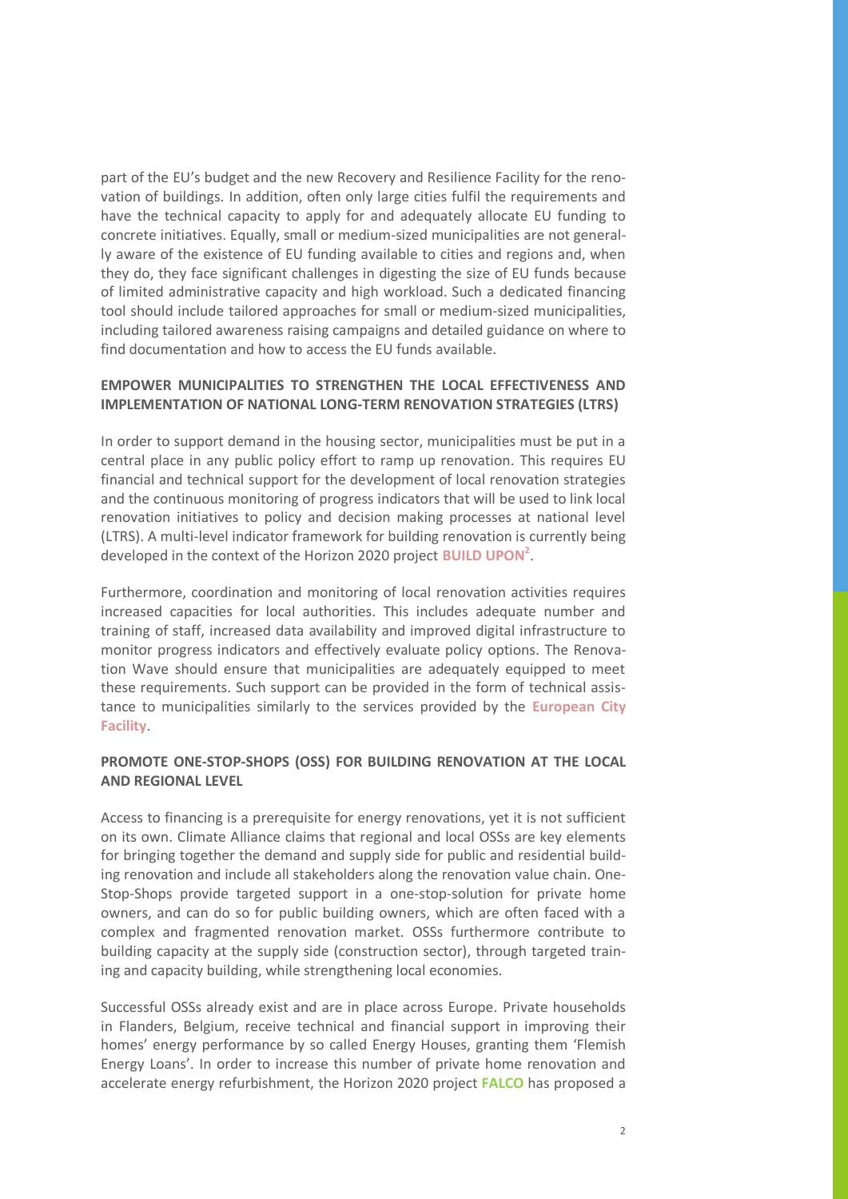part of the EU's budget and the new Recovery and Resilience Facility for the renovation of buildings. In addition, often only large cities fulfil the requirements and have the technical capacity to apply for and adequately allocate EU funding to concrete initiatives. Equally, small or medium-sized municipalities are not generally aware of the existence of EU funding available to cities and regions and, when they do, they face significant challenges in digesting the size of EU funds because of limited administrative capacity and high workload. Such a dedicated financing tool should include tailored approaches for small or medium-sized municipalities, including tailored awareness raising campaigns and detailed guidance on where to find documentation and how to access the EU funds available.

## EMPOWER MUNICIPALITIES TO STRENGTHEN THE LOCAL EFFECTIVENESS AND IMPLEMENTATION OF NATIONAL LONG-TERM RENOVATION STRATEGIES (LTRS)

In order to support demand in the housing sector, municipalities must be put in a central place in any public policy effort to ramp up renovation. This requires EU financial and technical support for the development of local renovation strategies and the continuous monitoring of progress indicators that will be used to link local renovation initiatives to policy and decision making processes at national level (LTRS). A multi-level indicator framework for building renovation is currently being developed in the context of the Horizon 2020 project **BUILD UPON**[2].

Furthermore, coordination and monitoring of local renovation activities requires increased capacities for local authorities. This includes adequate number and training of staff, increased data availability and improved digital infrastructure to monitor progress indicators and effectively evaluate policy options. The Renovation Wave should ensure that municipalities are adequately equipped to meet these requirements. Such support can be provided in the form of technical assistance to municipalities similarly to the services provided by the **European City Facility**.

## PROMOTE ONE-STOP-SHOPS (OSS) FOR BUILDING RENOVATION AT THE LOCAL AND REGIONAL LEVEL

Access to financing is a prerequisite for energy renovations, yet it is not sufficient on its own. Climate Alliance claims that regional and local OSSs are key elements for bringing together the demand and supply side for public and residential building renovation and include all stakeholders along the renovation value chain. One-Stop-Shops provide targeted support in a one-stop-solution for private home owners, and can do so for public building owners, which are often faced with a complex and fragmented renovation market. OSSs furthermore contribute to building capacity at the supply side (construction sector), through targeted training and capacity building, while strengthening local economies.

Successful OSSs already exist and are in place across Europe. Private households in Flanders, Belgium, receive technical and financial support in improving their homes' energy performance by so called Energy Houses, granting them 'Flemish Energy Loans'. In order to increase this number of private home renovation and accelerate energy refurbishment, the Horizon 2020 project **FALCO** has proposed a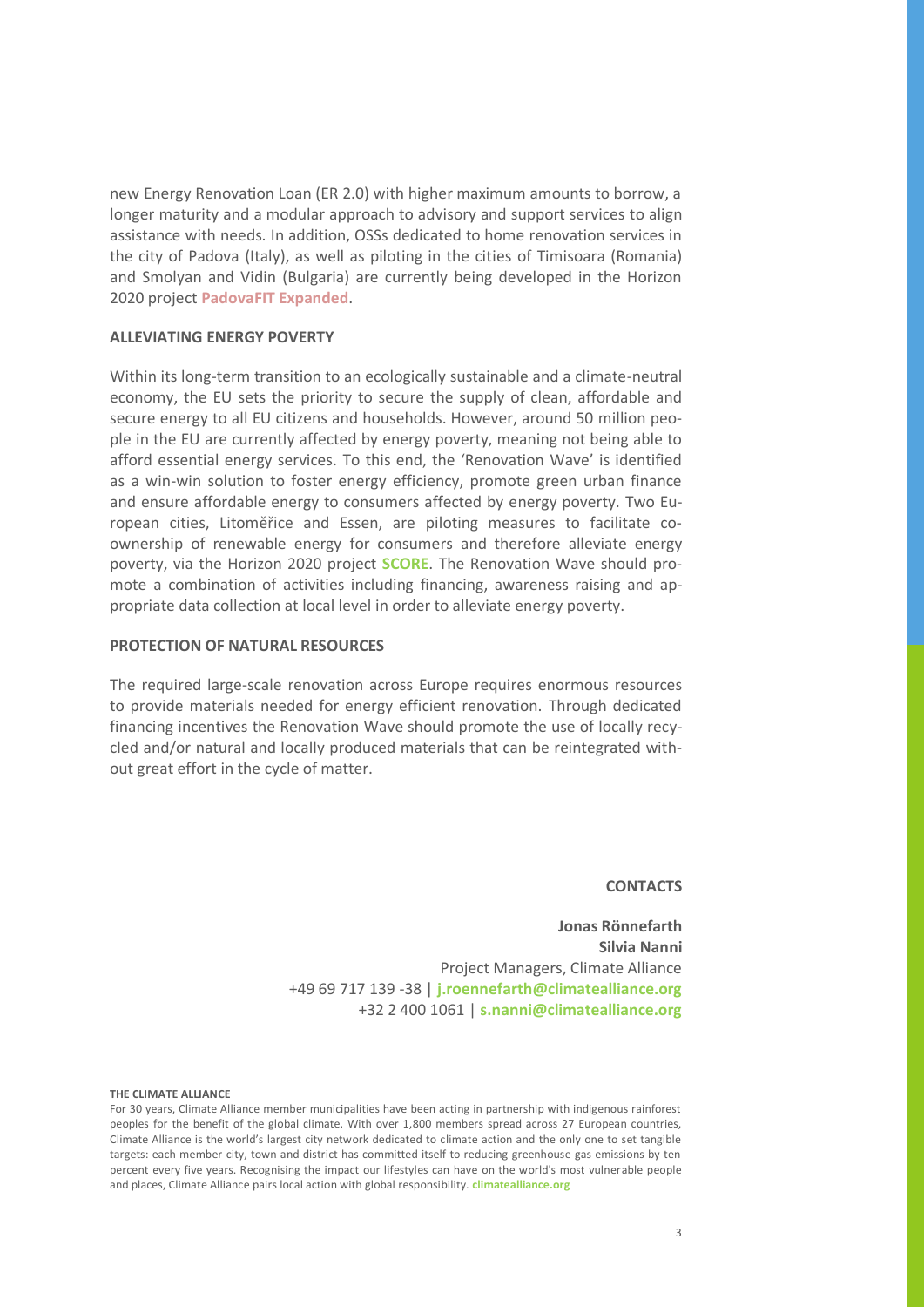new Energy Renovation Loan (ER 2.0) with higher maximum amounts to borrow, a longer maturity and a modular approach to advisory and support services to align assistance with needs. In addition, OSSs dedicated to home renovation services in the city of Padova (Italy), as well as piloting in the cities of Timisoara (Romania) and Smolyan and Vidin (Bulgaria) are currently being developed in the Horizon 2020 project **PadovaFIT Expanded**.

## ALLEVIATING ENERGY POVERTY

Within its long-term transition to an ecologically sustainable and a climate-neutral economy, the EU sets the priority to secure the supply of clean, affordable and secure energy to all EU citizens and households. However, around 50 million people in the EU are currently affected by energy poverty, meaning not being able to afford essential energy services. To this end, the 'Renovation Wave' is identified as a win-win solution to foster energy efficiency, promote green urban finance and ensure affordable energy to consumers affected by energy poverty. Two European cities, Litoměřice and Essen, are piloting measures to facilitate co-ownership of renewable energy for consumers and therefore alleviate energy poverty, via the Horizon 2020 project **SCORE**. The Renovation Wave should promote a combination of activities including financing, awareness raising and appropriate data collection at local level in order to alleviate energy poverty.

## PROTECTION OF NATURAL RESOURCES

The required large-scale renovation across Europe requires enormous resources to provide materials needed for energy efficient renovation. Through dedicated financing incentives the Renovation Wave should promote the use of locally recycled and/or natural and locally produced materials that can be reintegrated without great effort in the cycle of matter.

**CONTACTS**

**Jonas Rönnefarth**
**Silvia Nanni**
Project Managers, Climate Alliance
+49 69 717 139 -38 | **j.roennefarth@climatealliance.org**
+32 2 400 1061 | **s.nanni@climatealliance.org**

**THE CLIMATE ALLIANCE**

For 30 years, Climate Alliance member municipalities have been acting in partnership with indigenous rainforest peoples for the benefit of the global climate. With over 1,800 members spread across 27 European countries, Climate Alliance is the world's largest city network dedicated to climate action and the only one to set tangible targets: each member city, town and district has committed itself to reducing greenhouse gas emissions by ten percent every five years. Recognising the impact our lifestyles can have on the world's most vulnerable people and places, Climate Alliance pairs local action with global responsibility. **climatealliance.org**